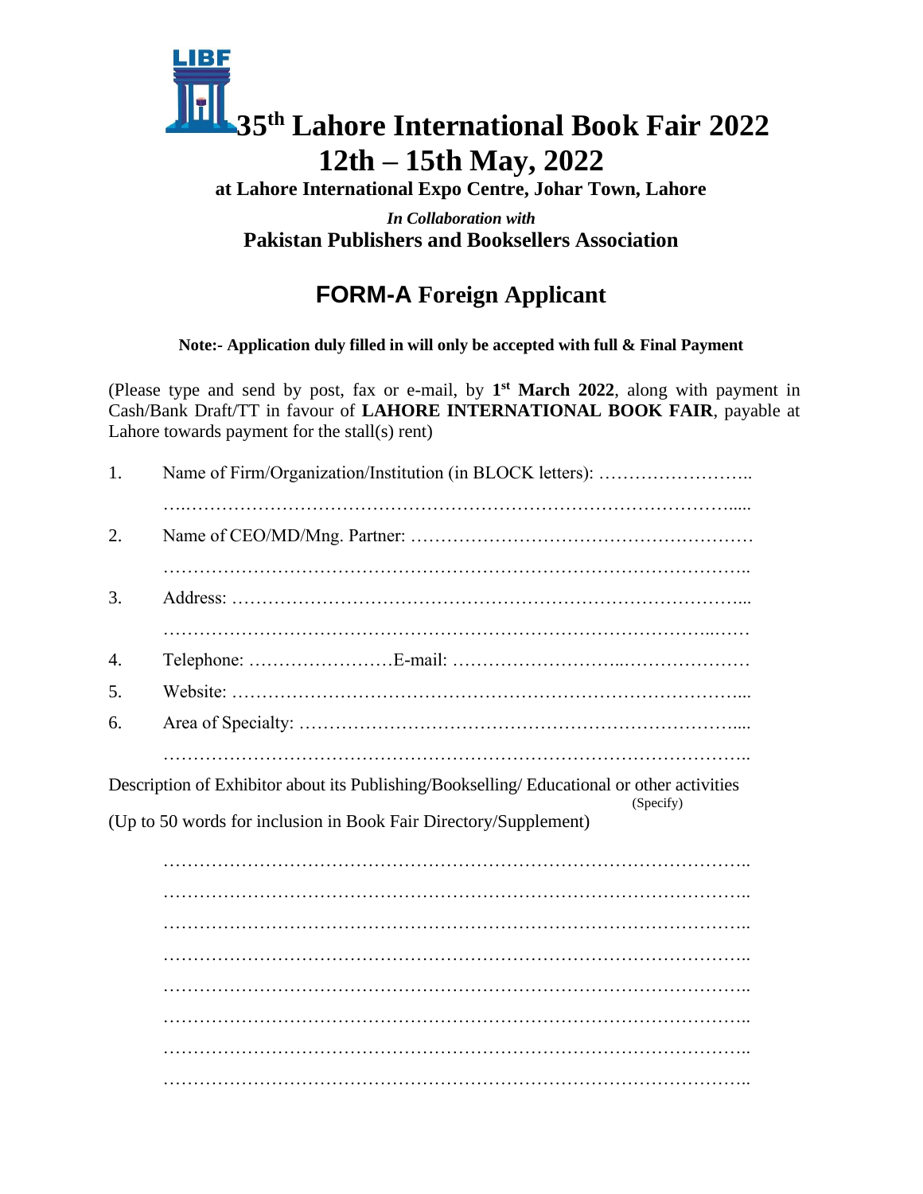LIBF

# 35th Lahore International Book Fair 2022
# 12th – 15th May, 2022

**at Lahore International Expo Centre, Johar Town, Lahore**

***In Collaboration with***
**Pakistan Publishers and Booksellers Association**

## FORM-A Foreign Applicant

**Note:- Application duly filled in will only be accepted with full & Final Payment**

(Please type and send by post, fax or e-mail, by **1st March 2022**, along with payment in Cash/Bank Draft/TT in favour of **LAHORE INTERNATIONAL BOOK FAIR**, payable at Lahore towards payment for the stall(s) rent)

1. Name of Firm/Organization/Institution (in BLOCK letters): ……………………..
   ……………………………………………………………………………………....
2. Name of CEO/MD/Mng. Partner: ………………………………………………
   ……………………………………………………………………………………..
3. Address: …………………………………………………………………………...
   ……………………………………………………………………………………
4. Telephone: ……………………E-mail: ………………………..…………………
5. Website: …………………………………………………………………………...
6. Area of Specialty: ………………………………………………………………....
   ……………………………………………………………………………………..

Description of Exhibitor about its Publishing/Bookselling/ Educational or other activities (Specify)

(Up to 50 words for inclusion in Book Fair Directory/Supplement)

……………………………………………………………………………………..
……………………………………………………………………………………..
……………………………………………………………………………………..
……………………………………………………………………………………..
……………………………………………………………………………………..
……………………………………………………………………………………..
……………………………………………………………………………………..
……………………………………………………………………………………..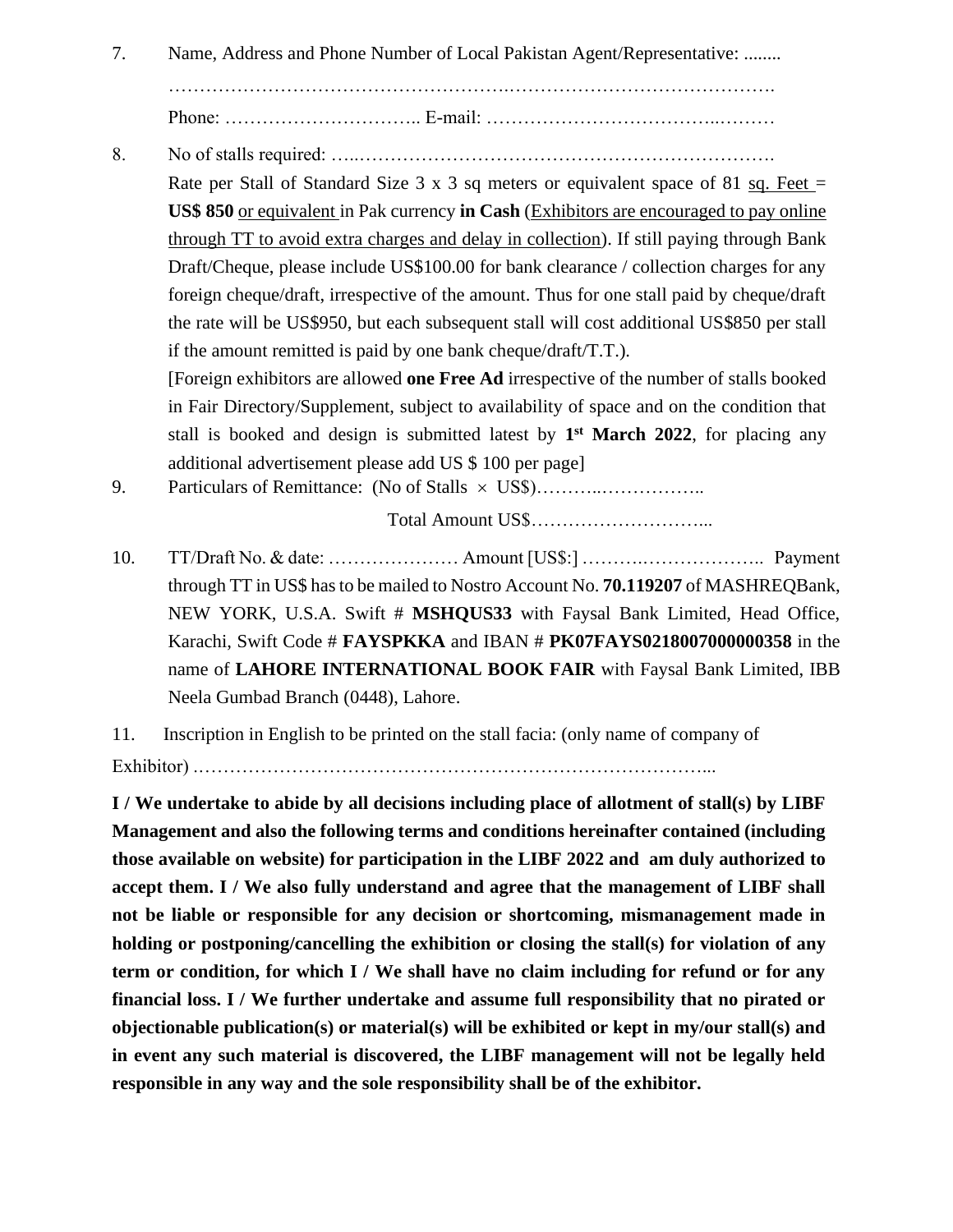7. Name, Address and Phone Number of Local Pakistan Agent/Representative: ........

   ……………………………………………….…………………………………….

   Phone: ………………………….. E-mail: ……………………………..………

8. No of stalls required: …..………………………………………………………….

   Rate per Stall of Standard Size 3 x 3 sq meters or equivalent space of 81 sq. Feet = **US$ 850** or equivalent in Pak currency **in Cash** (Exhibitors are encouraged to pay online through TT to avoid extra charges and delay in collection). If still paying through Bank Draft/Cheque, please include US$100.00 for bank clearance / collection charges for any foreign cheque/draft, irrespective of the amount. Thus for one stall paid by cheque/draft the rate will be US$950, but each subsequent stall will cost additional US$850 per stall if the amount remitted is paid by one bank cheque/draft/T.T.).

   [Foreign exhibitors are allowed **one Free Ad** irrespective of the number of stalls booked in Fair Directory/Supplement, subject to availability of space and on the condition that stall is booked and design is submitted latest by **1st March 2022**, for placing any additional advertisement please add US $ 100 per page]

9. Particulars of Remittance: (No of Stalls $\times$ US$)………..……………..

   Total Amount US$………………………...

10. TT/Draft No. & date: ………………… Amount [US$:] ……….……………….. Payment through TT in US$ has to be mailed to Nostro Account No. **70.119207** of MASHREQBank, NEW YORK, U.S.A. Swift # **MSHQUS33** with Faysal Bank Limited, Head Office, Karachi, Swift Code # **FAYSPKKA** and IBAN # **PK07FAYS0218007000000358** in the name of **LAHORE INTERNATIONAL BOOK FAIR** with Faysal Bank Limited, IBB Neela Gumbad Branch (0448), Lahore.

11. Inscription in English to be printed on the stall facia: (only name of company of Exhibitor) ………………………………………………………………………...

**I / We undertake to abide by all decisions including place of allotment of stall(s) by LIBF Management and also the following terms and conditions hereinafter contained (including those available on website) for participation in the LIBF 2022 and am duly authorized to accept them. I / We also fully understand and agree that the management of LIBF shall not be liable or responsible for any decision or shortcoming, mismanagement made in holding or postponing/cancelling the exhibition or closing the stall(s) for violation of any term or condition, for which I / We shall have no claim including for refund or for any financial loss. I / We further undertake and assume full responsibility that no pirated or objectionable publication(s) or material(s) will be exhibited or kept in my/our stall(s) and in event any such material is discovered, the LIBF management will not be legally held responsible in any way and the sole responsibility shall be of the exhibitor.**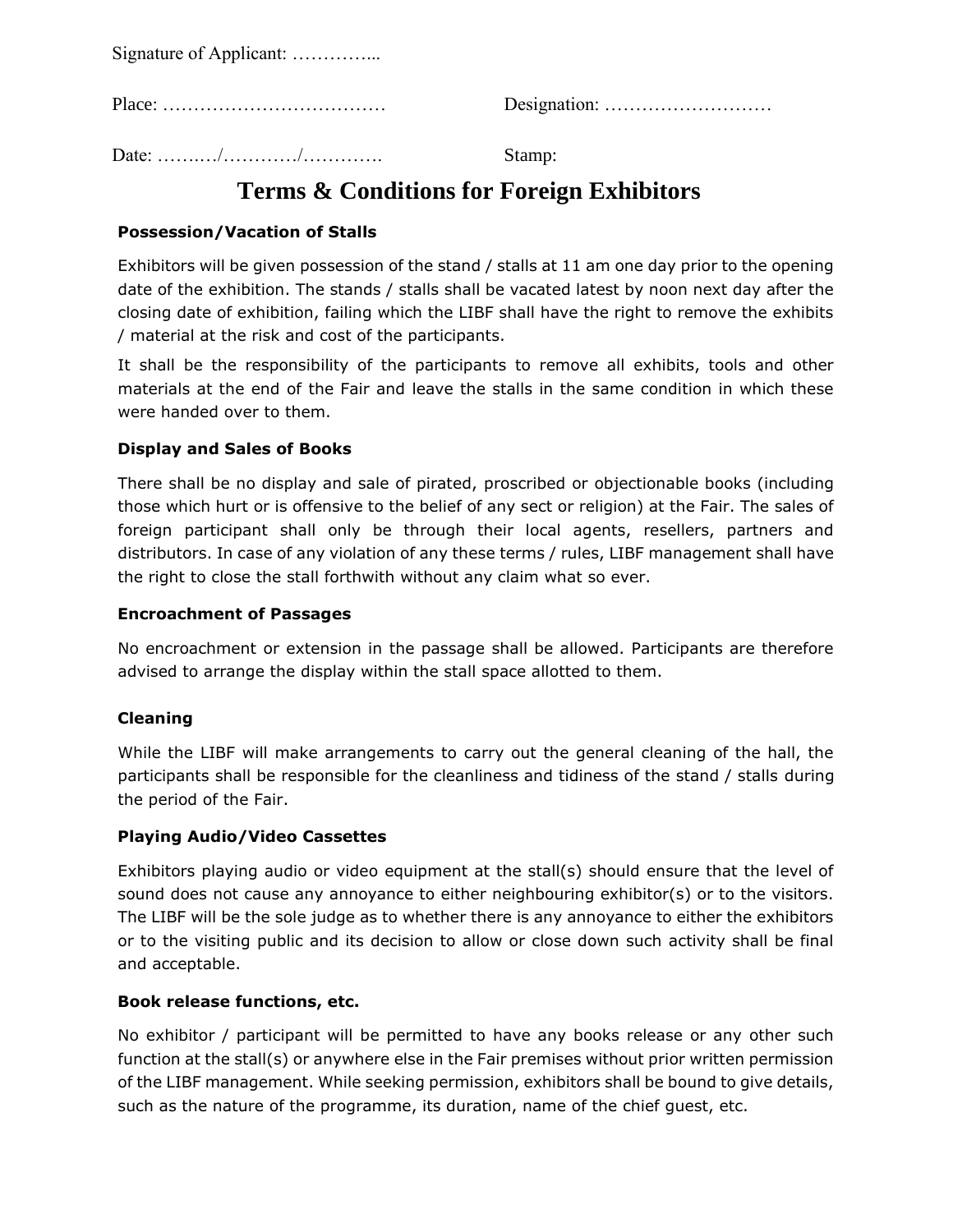Signature of Applicant: …………...

Place: ………………………………  Designation: ………………………

Date: ……..…/…………/…………. Stamp:

# Terms & Conditions for Foreign Exhibitors

**Possession/Vacation of Stalls**

Exhibitors will be given possession of the stand / stalls at 11 am one day prior to the opening date of the exhibition. The stands / stalls shall be vacated latest by noon next day after the closing date of exhibition, failing which the LIBF shall have the right to remove the exhibits / material at the risk and cost of the participants.

It shall be the responsibility of the participants to remove all exhibits, tools and other materials at the end of the Fair and leave the stalls in the same condition in which these were handed over to them.

**Display and Sales of Books**

There shall be no display and sale of pirated, proscribed or objectionable books (including those which hurt or is offensive to the belief of any sect or religion) at the Fair. The sales of foreign participant shall only be through their local agents, resellers, partners and distributors. In case of any violation of any these terms / rules, LIBF management shall have the right to close the stall forthwith without any claim what so ever.

**Encroachment of Passages**

No encroachment or extension in the passage shall be allowed. Participants are therefore advised to arrange the display within the stall space allotted to them.

**Cleaning**

While the LIBF will make arrangements to carry out the general cleaning of the hall, the participants shall be responsible for the cleanliness and tidiness of the stand / stalls during the period of the Fair.

**Playing Audio/Video Cassettes**

Exhibitors playing audio or video equipment at the stall(s) should ensure that the level of sound does not cause any annoyance to either neighbouring exhibitor(s) or to the visitors. The LIBF will be the sole judge as to whether there is any annoyance to either the exhibitors or to the visiting public and its decision to allow or close down such activity shall be final and acceptable.

**Book release functions, etc.**

No exhibitor / participant will be permitted to have any books release or any other such function at the stall(s) or anywhere else in the Fair premises without prior written permission of the LIBF management. While seeking permission, exhibitors shall be bound to give details, such as the nature of the programme, its duration, name of the chief guest, etc.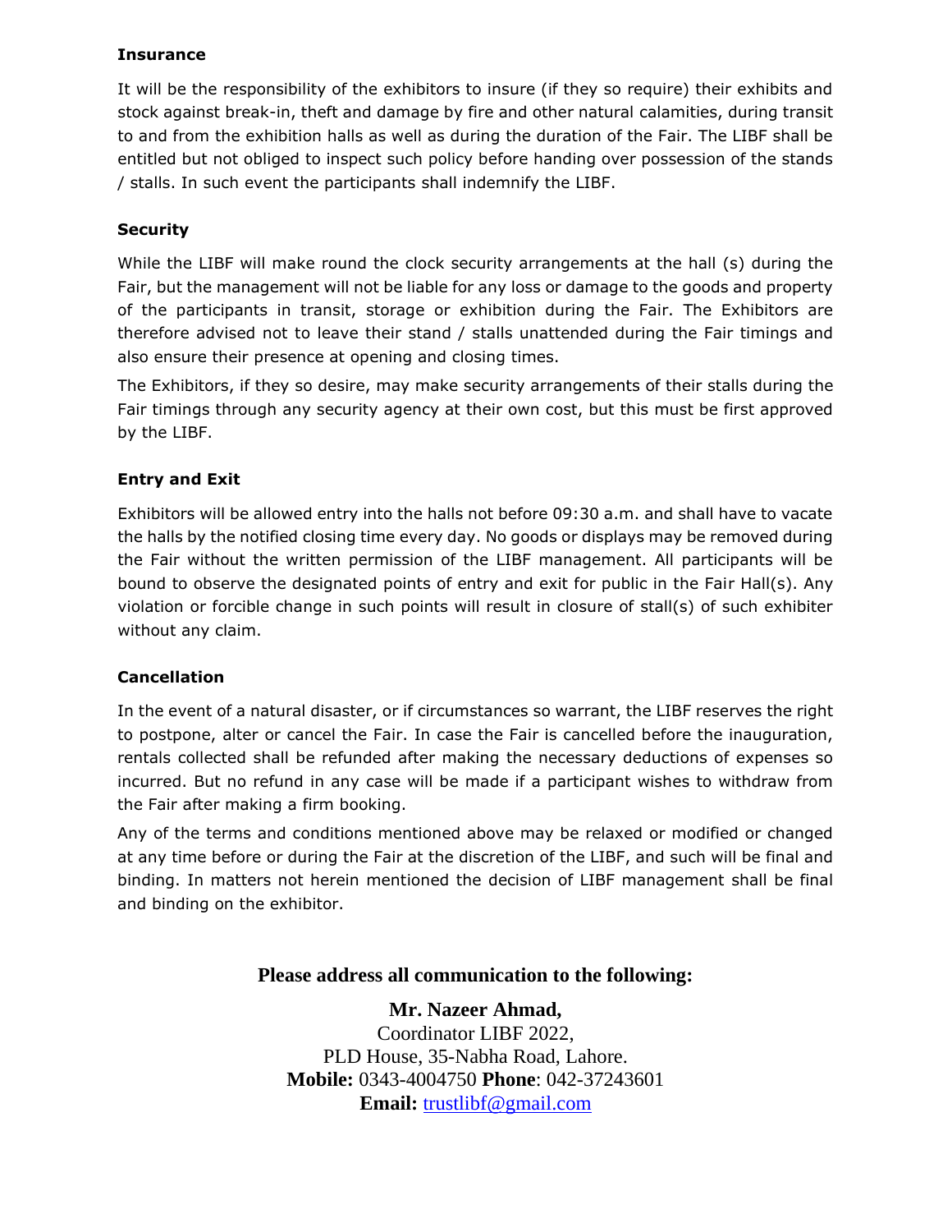**Insurance**

It will be the responsibility of the exhibitors to insure (if they so require) their exhibits and stock against break-in, theft and damage by fire and other natural calamities, during transit to and from the exhibition halls as well as during the duration of the Fair. The LIBF shall be entitled but not obliged to inspect such policy before handing over possession of the stands / stalls. In such event the participants shall indemnify the LIBF.

**Security**

While the LIBF will make round the clock security arrangements at the hall (s) during the Fair, but the management will not be liable for any loss or damage to the goods and property of the participants in transit, storage or exhibition during the Fair. The Exhibitors are therefore advised not to leave their stand / stalls unattended during the Fair timings and also ensure their presence at opening and closing times.

The Exhibitors, if they so desire, may make security arrangements of their stalls during the Fair timings through any security agency at their own cost, but this must be first approved by the LIBF.

**Entry and Exit**

Exhibitors will be allowed entry into the halls not before 09:30 a.m. and shall have to vacate the halls by the notified closing time every day. No goods or displays may be removed during the Fair without the written permission of the LIBF management. All participants will be bound to observe the designated points of entry and exit for public in the Fair Hall(s). Any violation or forcible change in such points will result in closure of stall(s) of such exhibiter without any claim.

**Cancellation**

In the event of a natural disaster, or if circumstances so warrant, the LIBF reserves the right to postpone, alter or cancel the Fair. In case the Fair is cancelled before the inauguration, rentals collected shall be refunded after making the necessary deductions of expenses so incurred. But no refund in any case will be made if a participant wishes to withdraw from the Fair after making a firm booking.

Any of the terms and conditions mentioned above may be relaxed or modified or changed at any time before or during the Fair at the discretion of the LIBF, and such will be final and binding. In matters not herein mentioned the decision of LIBF management shall be final and binding on the exhibitor.

**Please address all communication to the following:**

**Mr. Nazeer Ahmad,**
Coordinator LIBF 2022,
PLD House, 35-Nabha Road, Lahore.
**Mobile:** 0343-4004750 **Phone**: 042-37243601
**Email:** trustlibf@gmail.com